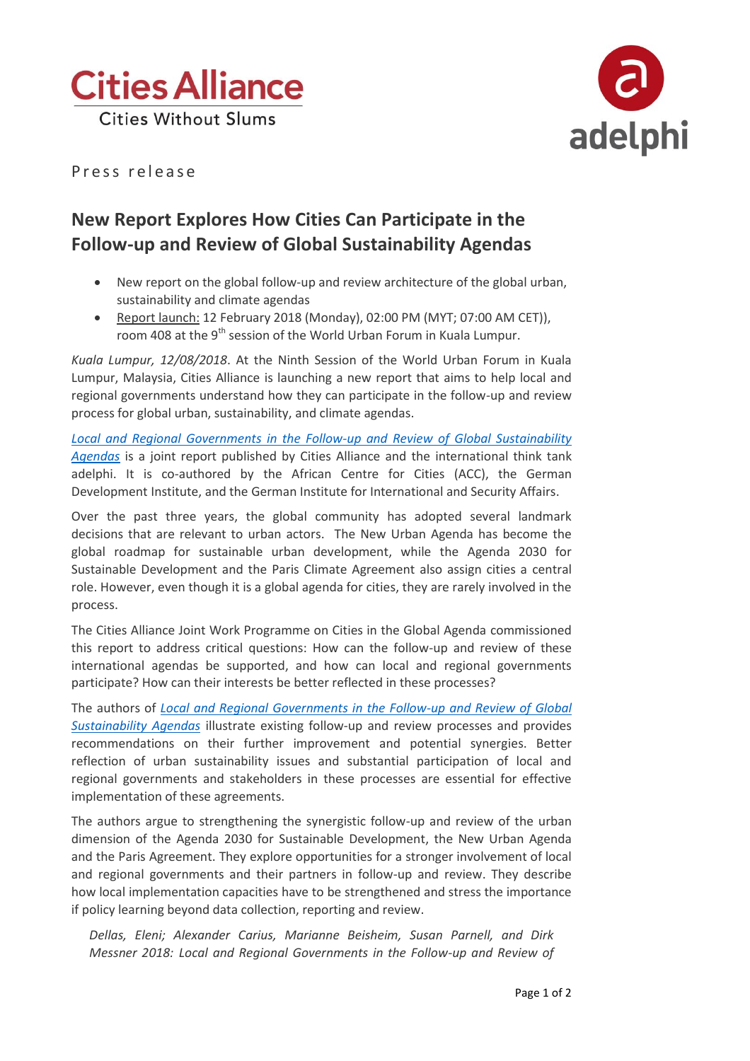Cities Alliance
Cities Without Slums

adelphi

Press release

# New Report Explores How Cities Can Participate in the Follow-up and Review of Global Sustainability Agendas

- New report on the global follow-up and review architecture of the global urban, sustainability and climate agendas
- Report launch: 12 February 2018 (Monday), 02:00 PM (MYT; 07:00 AM CET)), room 408 at the 9th session of the World Urban Forum in Kuala Lumpur.

*Kuala Lumpur, 12/08/2018*. At the Ninth Session of the World Urban Forum in Kuala Lumpur, Malaysia, Cities Alliance is launching a new report that aims to help local and regional governments understand how they can participate in the follow-up and review process for global urban, sustainability, and climate agendas.

*Local and Regional Governments in the Follow-up and Review of Global Sustainability Agendas* is a joint report published by Cities Alliance and the international think tank adelphi. It is co-authored by the African Centre for Cities (ACC), the German Development Institute, and the German Institute for International and Security Affairs.

Over the past three years, the global community has adopted several landmark decisions that are relevant to urban actors. The New Urban Agenda has become the global roadmap for sustainable urban development, while the Agenda 2030 for Sustainable Development and the Paris Climate Agreement also assign cities a central role. However, even though it is a global agenda for cities, they are rarely involved in the process.

The Cities Alliance Joint Work Programme on Cities in the Global Agenda commissioned this report to address critical questions: How can the follow-up and review of these international agendas be supported, and how can local and regional governments participate? How can their interests be better reflected in these processes?

The authors of *Local and Regional Governments in the Follow-up and Review of Global Sustainability Agendas* illustrate existing follow-up and review processes and provides recommendations on their further improvement and potential synergies. Better reflection of urban sustainability issues and substantial participation of local and regional governments and stakeholders in these processes are essential for effective implementation of these agreements.

The authors argue to strengthening the synergistic follow-up and review of the urban dimension of the Agenda 2030 for Sustainable Development, the New Urban Agenda and the Paris Agreement. They explore opportunities for a stronger involvement of local and regional governments and their partners in follow-up and review. They describe how local implementation capacities have to be strengthened and stress the importance if policy learning beyond data collection, reporting and review.

*Dellas, Eleni; Alexander Carius, Marianne Beisheim, Susan Parnell, and Dirk Messner 2018: Local and Regional Governments in the Follow-up and Review of*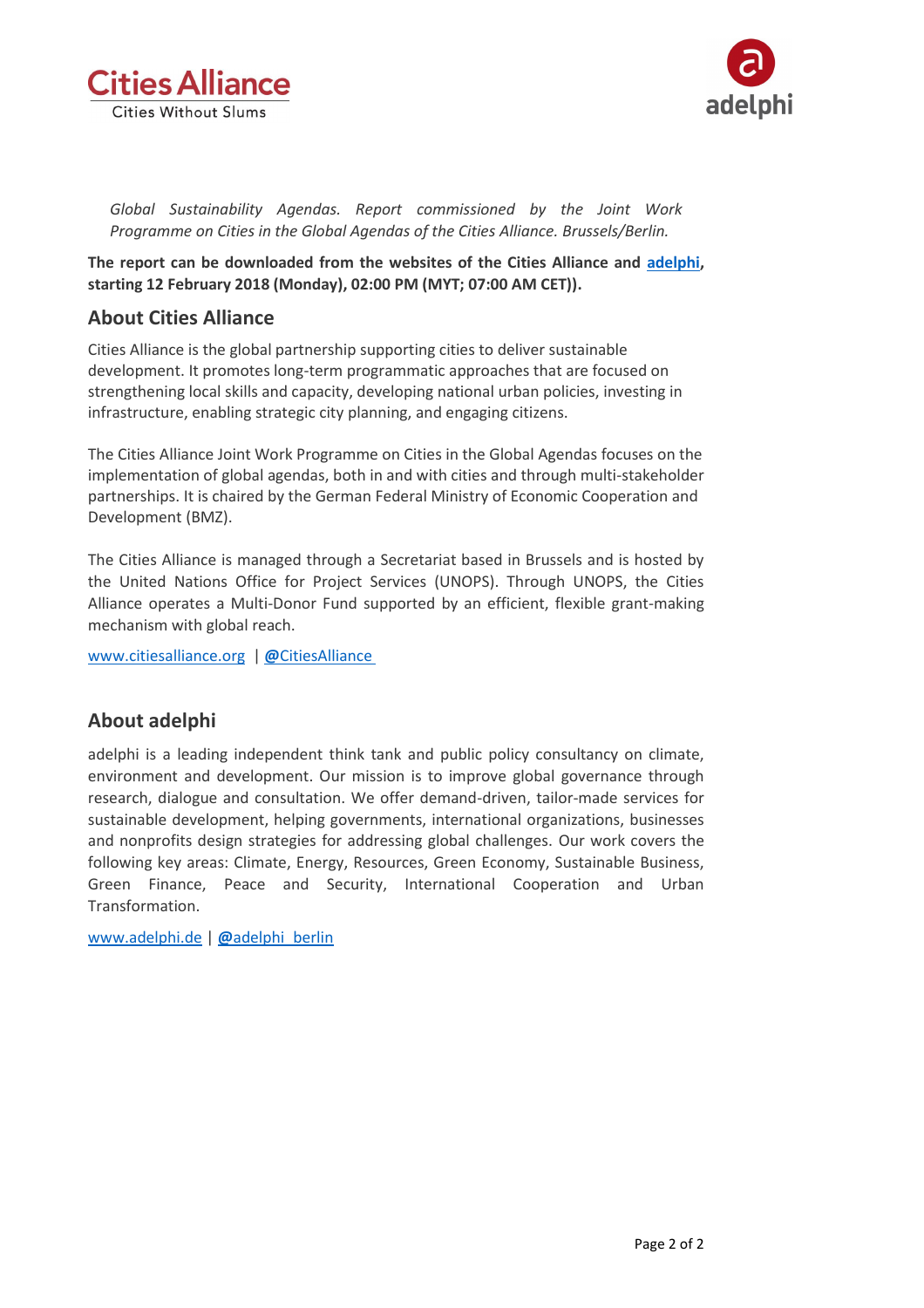*Global Sustainability Agendas. Report commissioned by the Joint Work Programme on Cities in the Global Agendas of the Cities Alliance. Brussels/Berlin.*

**The report can be downloaded from the websites of the Cities Alliance and adelphi, starting 12 February 2018 (Monday), 02:00 PM (MYT; 07:00 AM CET)).**

## About Cities Alliance

Cities Alliance is the global partnership supporting cities to deliver sustainable development. It promotes long-term programmatic approaches that are focused on strengthening local skills and capacity, developing national urban policies, investing in infrastructure, enabling strategic city planning, and engaging citizens.

The Cities Alliance Joint Work Programme on Cities in the Global Agendas focuses on the implementation of global agendas, both in and with cities and through multi-stakeholder partnerships. It is chaired by the German Federal Ministry of Economic Cooperation and Development (BMZ).

The Cities Alliance is managed through a Secretariat based in Brussels and is hosted by the United Nations Office for Project Services (UNOPS). Through UNOPS, the Cities Alliance operates a Multi-Donor Fund supported by an efficient, flexible grant-making mechanism with global reach.

www.citiesalliance.org | @CitiesAlliance

## About adelphi

adelphi is a leading independent think tank and public policy consultancy on climate, environment and development. Our mission is to improve global governance through research, dialogue and consultation. We offer demand-driven, tailor-made services for sustainable development, helping governments, international organizations, businesses and nonprofits design strategies for addressing global challenges. Our work covers the following key areas: Climate, Energy, Resources, Green Economy, Sustainable Business, Green Finance, Peace and Security, International Cooperation and Urban Transformation.

www.adelphi.de | @adelphi_berlin